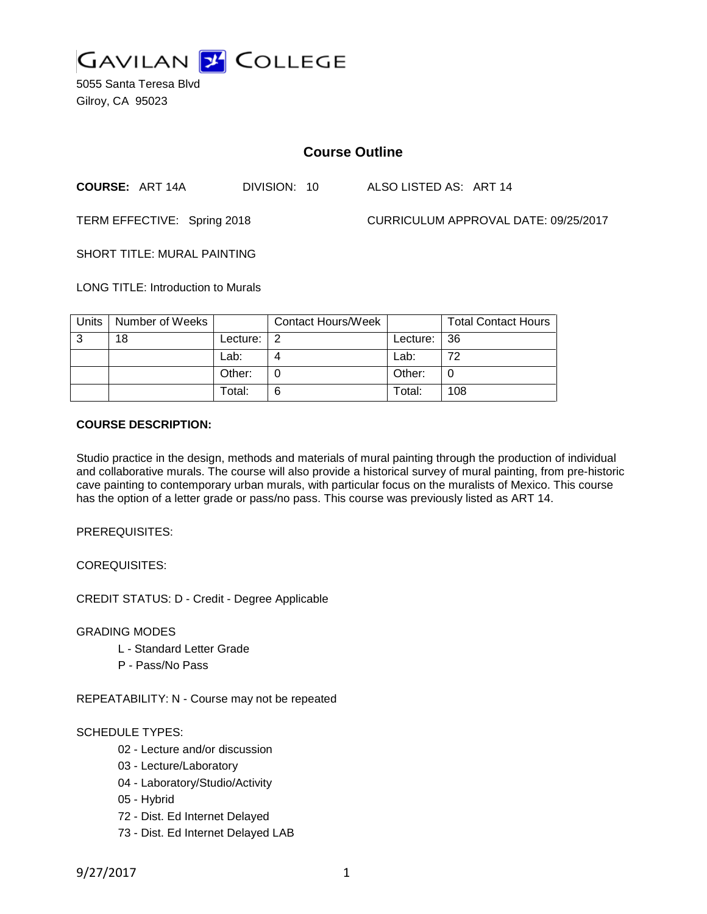# GAVILAN COLLEGE

5055 Santa Teresa Blvd
Gilroy, CA 95023

## Course Outline

**COURSE:** ART 14A DIVISION: 10 ALSO LISTED AS: ART 14

TERM EFFECTIVE: Spring 2018 CURRICULUM APPROVAL DATE: 09/25/2017

SHORT TITLE: MURAL PAINTING

LONG TITLE: Introduction to Murals

| Units | Number of Weeks | | Contact Hours/Week | | Total Contact Hours |
|---|---|---|---|---|---|
| 3 | 18 | Lecture: | 2 | Lecture: | 36 |
| | | Lab: | 4 | Lab: | 72 |
| | | Other: | 0 | Other: | 0 |
| | | Total: | 6 | Total: | 108 |

**COURSE DESCRIPTION:**

Studio practice in the design, methods and materials of mural painting through the production of individual and collaborative murals. The course will also provide a historical survey of mural painting, from pre-historic cave painting to contemporary urban murals, with particular focus on the muralists of Mexico. This course has the option of a letter grade or pass/no pass. This course was previously listed as ART 14.

PREREQUISITES:

COREQUISITES:

CREDIT STATUS: D - Credit - Degree Applicable

GRADING MODES

- L - Standard Letter Grade
- P - Pass/No Pass

REPEATABILITY: N - Course may not be repeated

SCHEDULE TYPES:

- 02 - Lecture and/or discussion
- 03 - Lecture/Laboratory
- 04 - Laboratory/Studio/Activity
- 05 - Hybrid
- 72 - Dist. Ed Internet Delayed
- 73 - Dist. Ed Internet Delayed LAB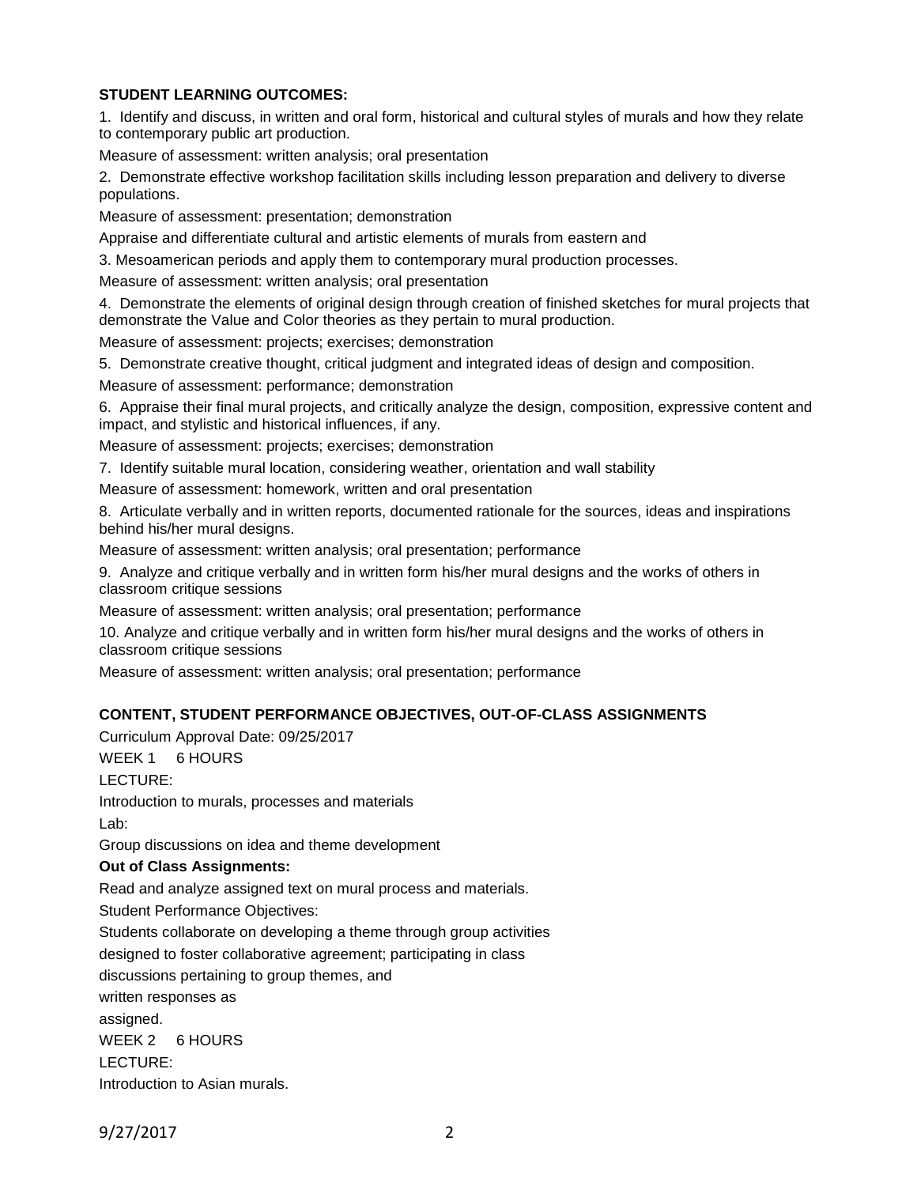**STUDENT LEARNING OUTCOMES:**

1. Identify and discuss, in written and oral form, historical and cultural styles of murals and how they relate to contemporary public art production.

Measure of assessment: written analysis; oral presentation

2. Demonstrate effective workshop facilitation skills including lesson preparation and delivery to diverse populations.

Measure of assessment: presentation; demonstration

Appraise and differentiate cultural and artistic elements of murals from eastern and

3. Mesoamerican periods and apply them to contemporary mural production processes.

Measure of assessment: written analysis; oral presentation

4. Demonstrate the elements of original design through creation of finished sketches for mural projects that demonstrate the Value and Color theories as they pertain to mural production.

Measure of assessment: projects; exercises; demonstration

5. Demonstrate creative thought, critical judgment and integrated ideas of design and composition.

Measure of assessment: performance; demonstration

6. Appraise their final mural projects, and critically analyze the design, composition, expressive content and impact, and stylistic and historical influences, if any.

Measure of assessment: projects; exercises; demonstration

7. Identify suitable mural location, considering weather, orientation and wall stability

Measure of assessment: homework, written and oral presentation

8. Articulate verbally and in written reports, documented rationale for the sources, ideas and inspirations behind his/her mural designs.

Measure of assessment: written analysis; oral presentation; performance

9. Analyze and critique verbally and in written form his/her mural designs and the works of others in classroom critique sessions

Measure of assessment: written analysis; oral presentation; performance

10. Analyze and critique verbally and in written form his/her mural designs and the works of others in classroom critique sessions

Measure of assessment: written analysis; oral presentation; performance

**CONTENT, STUDENT PERFORMANCE OBJECTIVES, OUT-OF-CLASS ASSIGNMENTS**

Curriculum Approval Date: 09/25/2017

WEEK 1 6 HOURS

LECTURE:

Introduction to murals, processes and materials

Lab:

Group discussions on idea and theme development

**Out of Class Assignments:**

Read and analyze assigned text on mural process and materials.

Student Performance Objectives:

Students collaborate on developing a theme through group activities designed to foster collaborative agreement; participating in class discussions pertaining to group themes, and written responses as assigned.

WEEK 2 6 HOURS

LECTURE:

Introduction to Asian murals.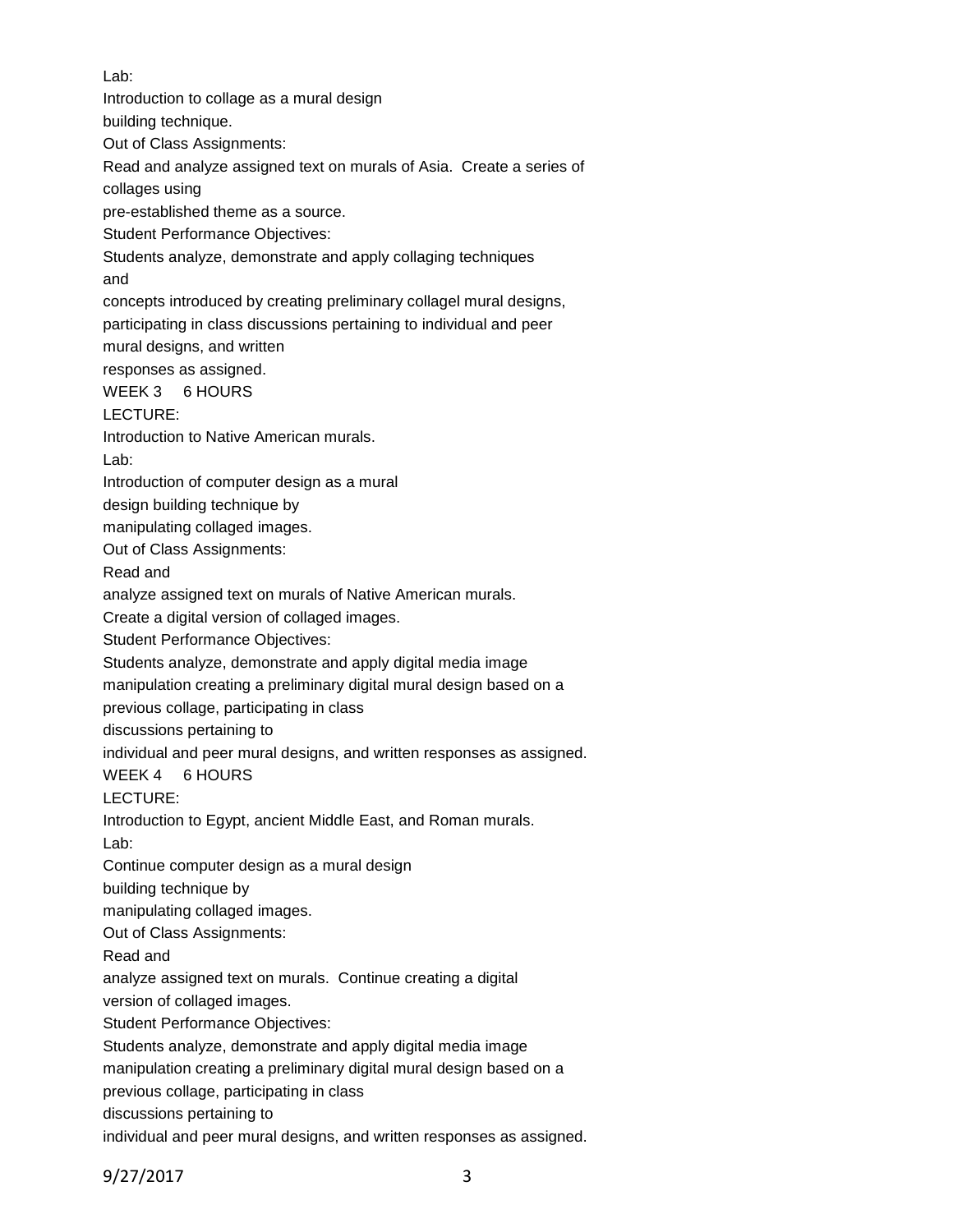Lab:
Introduction to collage as a mural design
building technique.
Out of Class Assignments:
Read and analyze assigned text on murals of Asia. Create a series of
collages using
pre-established theme as a source.
Student Performance Objectives:
Students analyze, demonstrate and apply collaging techniques
and
concepts introduced by creating preliminary collagel mural designs,
participating in class discussions pertaining to individual and peer
mural designs, and written
responses as assigned.

WEEK 3 6 HOURS

LECTURE:
Introduction to Native American murals.
Lab:
Introduction of computer design as a mural
design building technique by
manipulating collaged images.
Out of Class Assignments:
Read and
analyze assigned text on murals of Native American murals.
Create a digital version of collaged images.
Student Performance Objectives:
Students analyze, demonstrate and apply digital media image
manipulation creating a preliminary digital mural design based on a
previous collage, participating in class
discussions pertaining to
individual and peer mural designs, and written responses as assigned.

WEEK 4 6 HOURS

LECTURE:
Introduction to Egypt, ancient Middle East, and Roman murals.
Lab:
Continue computer design as a mural design
building technique by
manipulating collaged images.
Out of Class Assignments:
Read and
analyze assigned text on murals. Continue creating a digital
version of collaged images.
Student Performance Objectives:
Students analyze, demonstrate and apply digital media image
manipulation creating a preliminary digital mural design based on a
previous collage, participating in class
discussions pertaining to
individual and peer mural designs, and written responses as assigned.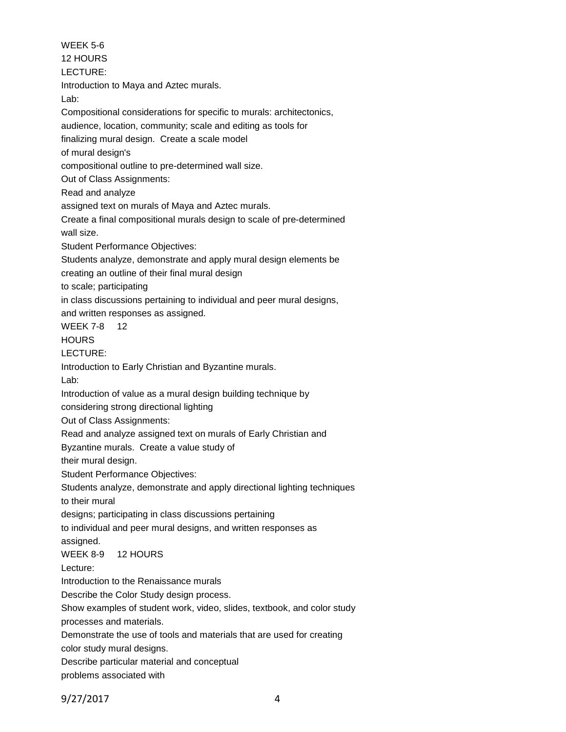WEEK 5-6
12 HOURS
LECTURE:
Introduction to Maya and Aztec murals.
Lab:
Compositional considerations for specific to murals: architectonics, audience, location, community; scale and editing as tools for finalizing mural design. Create a scale model of mural design's compositional outline to pre-determined wall size.
Out of Class Assignments:
Read and analyze assigned text on murals of Maya and Aztec murals.
Create a final compositional murals design to scale of pre-determined wall size.
Student Performance Objectives:
Students analyze, demonstrate and apply mural design elements be creating an outline of their final mural design to scale; participating in class discussions pertaining to individual and peer mural designs, and written responses as assigned.

WEEK 7-8 12 HOURS
LECTURE:
Introduction to Early Christian and Byzantine murals.
Lab:
Introduction of value as a mural design building technique by considering strong directional lighting
Out of Class Assignments:
Read and analyze assigned text on murals of Early Christian and Byzantine murals. Create a value study of their mural design.
Student Performance Objectives:
Students analyze, demonstrate and apply directional lighting techniques to their mural designs; participating in class discussions pertaining to individual and peer mural designs, and written responses as assigned.

WEEK 8-9 12 HOURS
Lecture:
Introduction to the Renaissance murals
Describe the Color Study design process.
Show examples of student work, video, slides, textbook, and color study processes and materials.
Demonstrate the use of tools and materials that are used for creating color study mural designs.
Describe particular material and conceptual problems associated with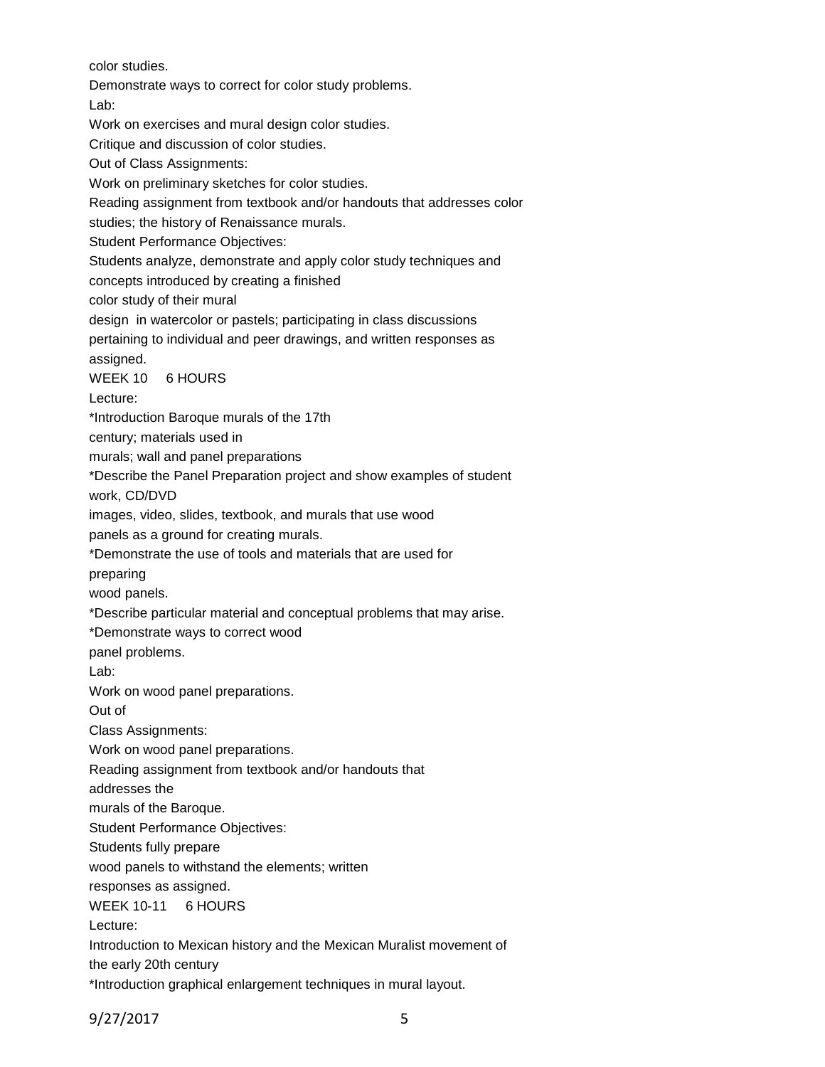color studies.

Demonstrate ways to correct for color study problems.

Lab:

Work on exercises and mural design color studies.

Critique and discussion of color studies.

Out of Class Assignments:

Work on preliminary sketches for color studies.

Reading assignment from textbook and/or handouts that addresses color studies; the history of Renaissance murals.

Student Performance Objectives:

Students analyze, demonstrate and apply color study techniques and concepts introduced by creating a finished color study of their mural design in watercolor or pastels; participating in class discussions pertaining to individual and peer drawings, and written responses as assigned.

WEEK 10 6 HOURS

Lecture:

*Introduction Baroque murals of the 17th century; materials used in murals; wall and panel preparations

*Describe the Panel Preparation project and show examples of student work, CD/DVD images, video, slides, textbook, and murals that use wood panels as a ground for creating murals.

*Demonstrate the use of tools and materials that are used for preparing wood panels.

*Describe particular material and conceptual problems that may arise.

*Demonstrate ways to correct wood panel problems.

Lab:

Work on wood panel preparations.

Out of Class Assignments:

Work on wood panel preparations.

Reading assignment from textbook and/or handouts that addresses the murals of the Baroque.

Student Performance Objectives:

Students fully prepare wood panels to withstand the elements; written responses as assigned.

WEEK 10-11 6 HOURS

Lecture:

Introduction to Mexican history and the Mexican Muralist movement of the early 20th century

*Introduction graphical enlargement techniques in mural layout.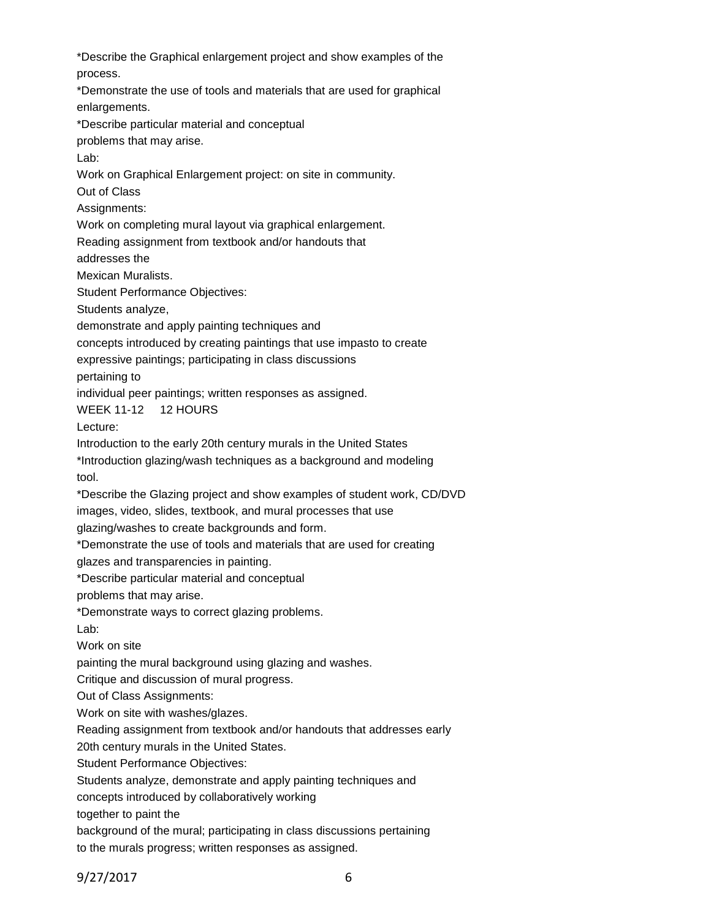*Describe the Graphical enlargement project and show examples of the process.
*Demonstrate the use of tools and materials that are used for graphical enlargements.
*Describe particular material and conceptual problems that may arise.
Lab:
Work on Graphical Enlargement project: on site in community.
Out of Class Assignments:
Work on completing mural layout via graphical enlargement.
Reading assignment from textbook and/or handouts that addresses the Mexican Muralists.
Student Performance Objectives:
Students analyze, demonstrate and apply painting techniques and concepts introduced by creating paintings that use impasto to create expressive paintings; participating in class discussions pertaining to individual peer paintings; written responses as assigned.

WEEK 11-12 12 HOURS
Lecture:
Introduction to the early 20th century murals in the United States
*Introduction glazing/wash techniques as a background and modeling tool.
*Describe the Glazing project and show examples of student work, CD/DVD images, video, slides, textbook, and mural processes that use glazing/washes to create backgrounds and form.
*Demonstrate the use of tools and materials that are used for creating glazes and transparencies in painting.
*Describe particular material and conceptual problems that may arise.
*Demonstrate ways to correct glazing problems.
Lab:
Work on site painting the mural background using glazing and washes.
Critique and discussion of mural progress.
Out of Class Assignments:
Work on site with washes/glazes.
Reading assignment from textbook and/or handouts that addresses early 20th century murals in the United States.
Student Performance Objectives:
Students analyze, demonstrate and apply painting techniques and concepts introduced by collaboratively working together to paint the background of the mural; participating in class discussions pertaining to the murals progress; written responses as assigned.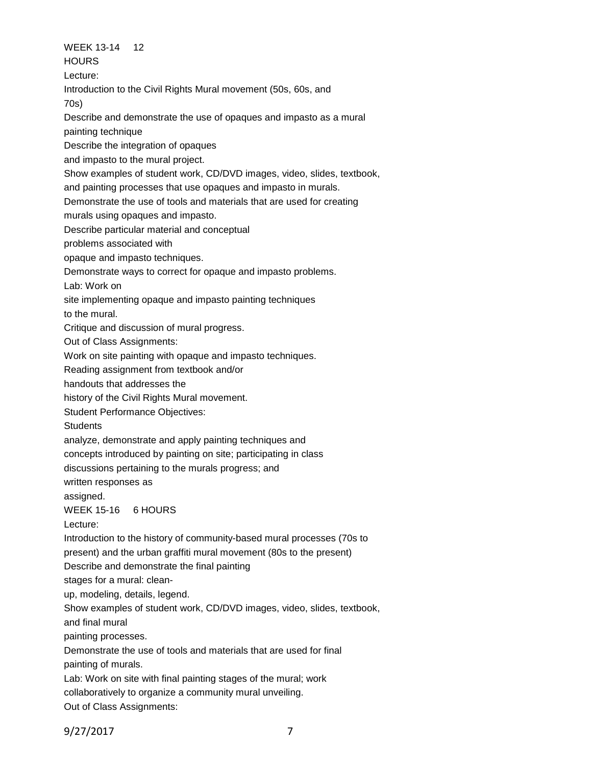WEEK 13-14 12 HOURS

Lecture:

Introduction to the Civil Rights Mural movement (50s, 60s, and 70s)

Describe and demonstrate the use of opaques and impasto as a mural painting technique

Describe the integration of opaques and impasto to the mural project.

Show examples of student work, CD/DVD images, video, slides, textbook, and painting processes that use opaques and impasto in murals.

Demonstrate the use of tools and materials that are used for creating murals using opaques and impasto.

Describe particular material and conceptual problems associated with opaque and impasto techniques.

Demonstrate ways to correct for opaque and impasto problems.

Lab: Work on site implementing opaque and impasto painting techniques to the mural.

Critique and discussion of mural progress.

Out of Class Assignments:

Work on site painting with opaque and impasto techniques.

Reading assignment from textbook and/or handouts that addresses the history of the Civil Rights Mural movement.

Student Performance Objectives:

Students analyze, demonstrate and apply painting techniques and concepts introduced by painting on site; participating in class discussions pertaining to the murals progress; and written responses as assigned.

WEEK 15-16 6 HOURS

Lecture:

Introduction to the history of community-based mural processes (70s to present) and the urban graffiti mural movement (80s to the present)

Describe and demonstrate the final painting stages for a mural: clean-up, modeling, details, legend.

Show examples of student work, CD/DVD images, video, slides, textbook, and final mural painting processes.

Demonstrate the use of tools and materials that are used for final painting of murals.

Lab: Work on site with final painting stages of the mural; work collaboratively to organize a community mural unveiling.

Out of Class Assignments: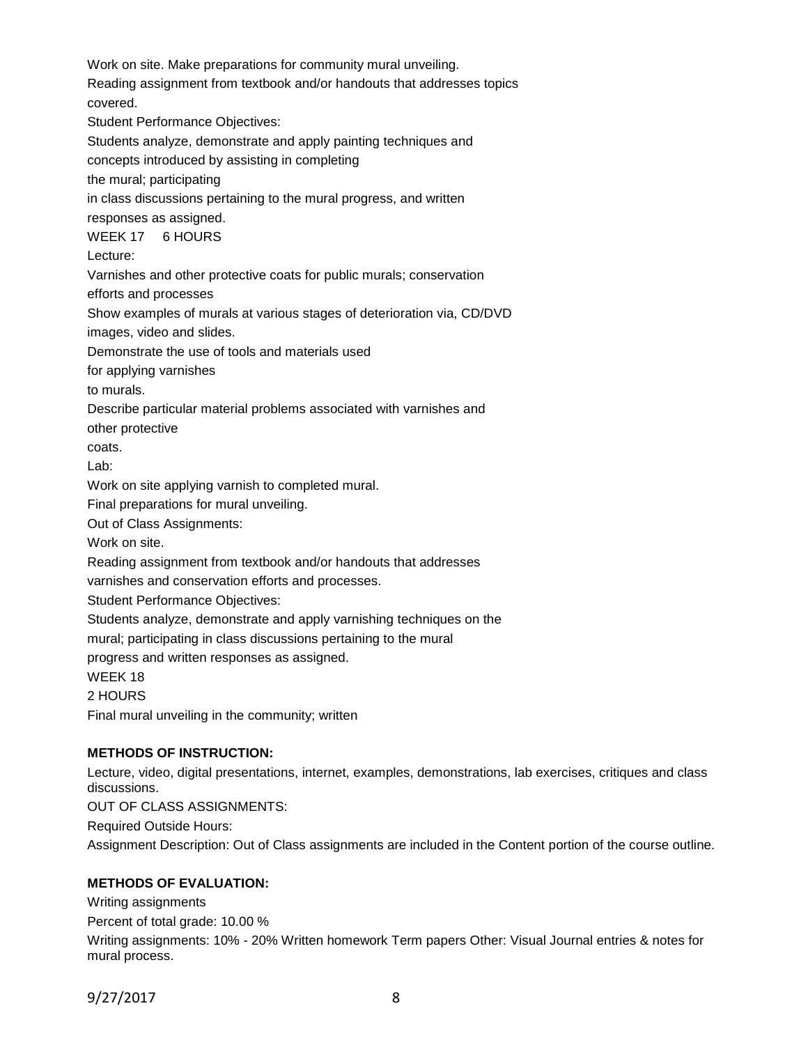Work on site. Make preparations for community mural unveiling.

Reading assignment from textbook and/or handouts that addresses topics covered.

Student Performance Objectives:

Students analyze, demonstrate and apply painting techniques and concepts introduced by assisting in completing the mural; participating in class discussions pertaining to the mural progress, and written responses as assigned.

WEEK 17 6 HOURS

Lecture:

Varnishes and other protective coats for public murals; conservation efforts and processes

Show examples of murals at various stages of deterioration via, CD/DVD images, video and slides.

Demonstrate the use of tools and materials used for applying varnishes to murals.

Describe particular material problems associated with varnishes and other protective coats.

Lab:

Work on site applying varnish to completed mural.

Final preparations for mural unveiling.

Out of Class Assignments:

Work on site.

Reading assignment from textbook and/or handouts that addresses varnishes and conservation efforts and processes.

Student Performance Objectives:

Students analyze, demonstrate and apply varnishing techniques on the mural; participating in class discussions pertaining to the mural progress and written responses as assigned.

WEEK 18

2 HOURS

Final mural unveiling in the community; written

**METHODS OF INSTRUCTION:**

Lecture, video, digital presentations, internet, examples, demonstrations, lab exercises, critiques and class discussions.

OUT OF CLASS ASSIGNMENTS:

Required Outside Hours:

Assignment Description: Out of Class assignments are included in the Content portion of the course outline.

**METHODS OF EVALUATION:**

Writing assignments

Percent of total grade: 10.00 %

Writing assignments: 10% - 20% Written homework Term papers Other: Visual Journal entries & notes for mural process.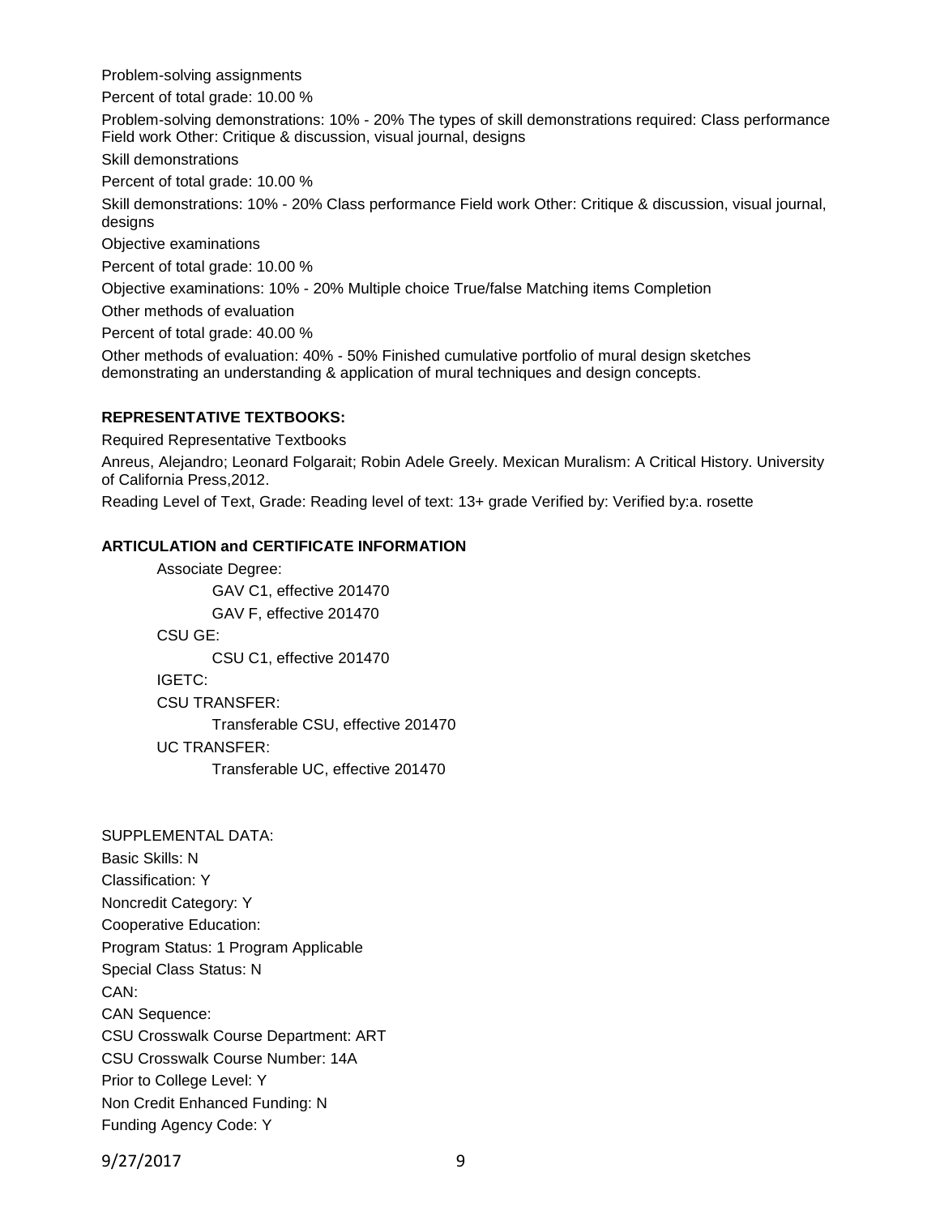Problem-solving assignments

Percent of total grade: 10.00 %

Problem-solving demonstrations: 10% - 20% The types of skill demonstrations required: Class performance Field work Other: Critique & discussion, visual journal, designs

Skill demonstrations

Percent of total grade: 10.00 %

Skill demonstrations: 10% - 20% Class performance Field work Other: Critique & discussion, visual journal, designs

Objective examinations

Percent of total grade: 10.00 %

Objective examinations: 10% - 20% Multiple choice True/false Matching items Completion

Other methods of evaluation

Percent of total grade: 40.00 %

Other methods of evaluation: 40% - 50% Finished cumulative portfolio of mural design sketches demonstrating an understanding & application of mural techniques and design concepts.

**REPRESENTATIVE TEXTBOOKS:**

Required Representative Textbooks

Anreus, Alejandro; Leonard Folgarait; Robin Adele Greely. Mexican Muralism: A Critical History. University of California Press,2012.

Reading Level of Text, Grade: Reading level of text: 13+ grade Verified by: Verified by:a. rosette

**ARTICULATION and CERTIFICATE INFORMATION**

Associate Degree:
- GAV C1, effective 201470
- GAV F, effective 201470

CSU GE:
- CSU C1, effective 201470

IGETC:

CSU TRANSFER:
- Transferable CSU, effective 201470

UC TRANSFER:
- Transferable UC, effective 201470

SUPPLEMENTAL DATA:

Basic Skills: N

Classification: Y

Noncredit Category: Y

Cooperative Education:

Program Status: 1 Program Applicable

Special Class Status: N

CAN:

CAN Sequence:

CSU Crosswalk Course Department: ART

CSU Crosswalk Course Number: 14A

Prior to College Level: Y

Non Credit Enhanced Funding: N

Funding Agency Code: Y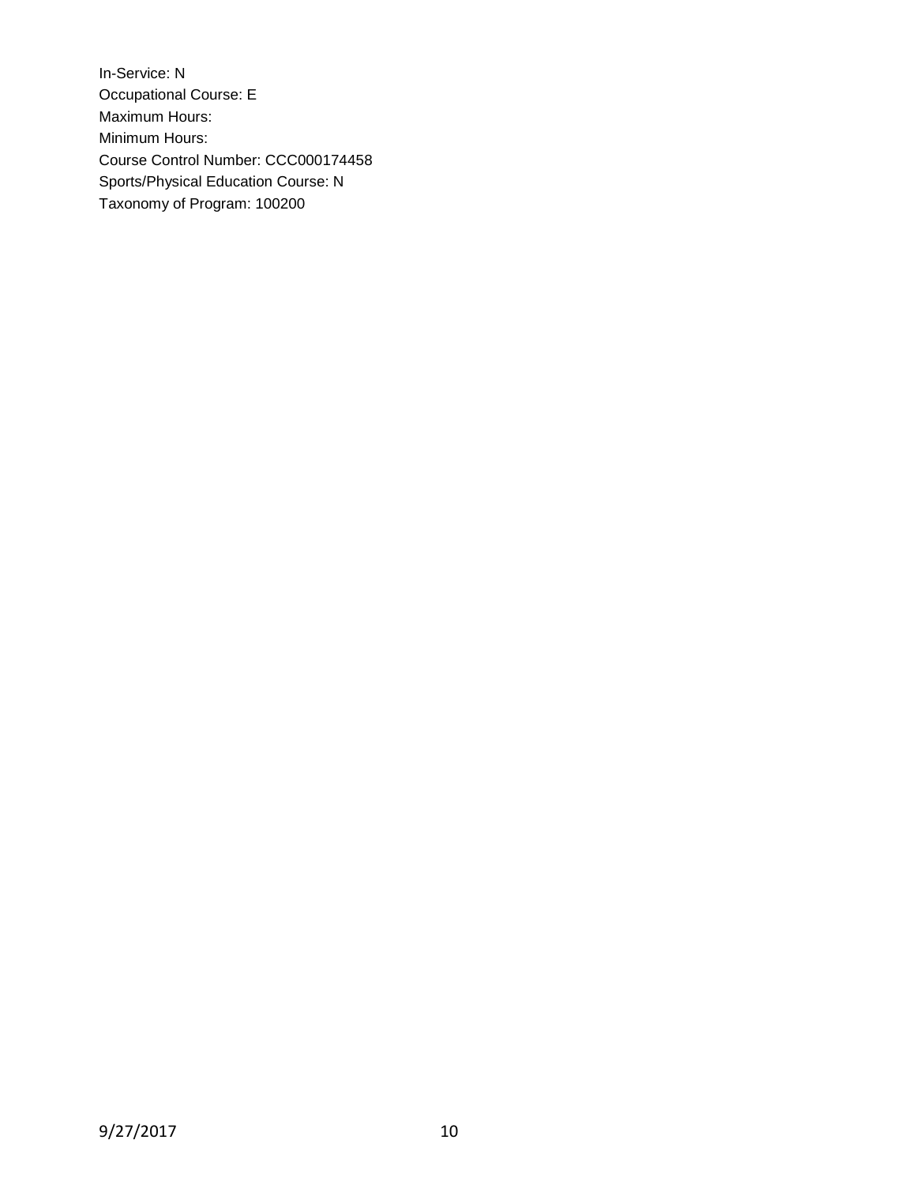In-Service: N
Occupational Course: E
Maximum Hours:
Minimum Hours:
Course Control Number: CCC000174458
Sports/Physical Education Course: N
Taxonomy of Program: 100200